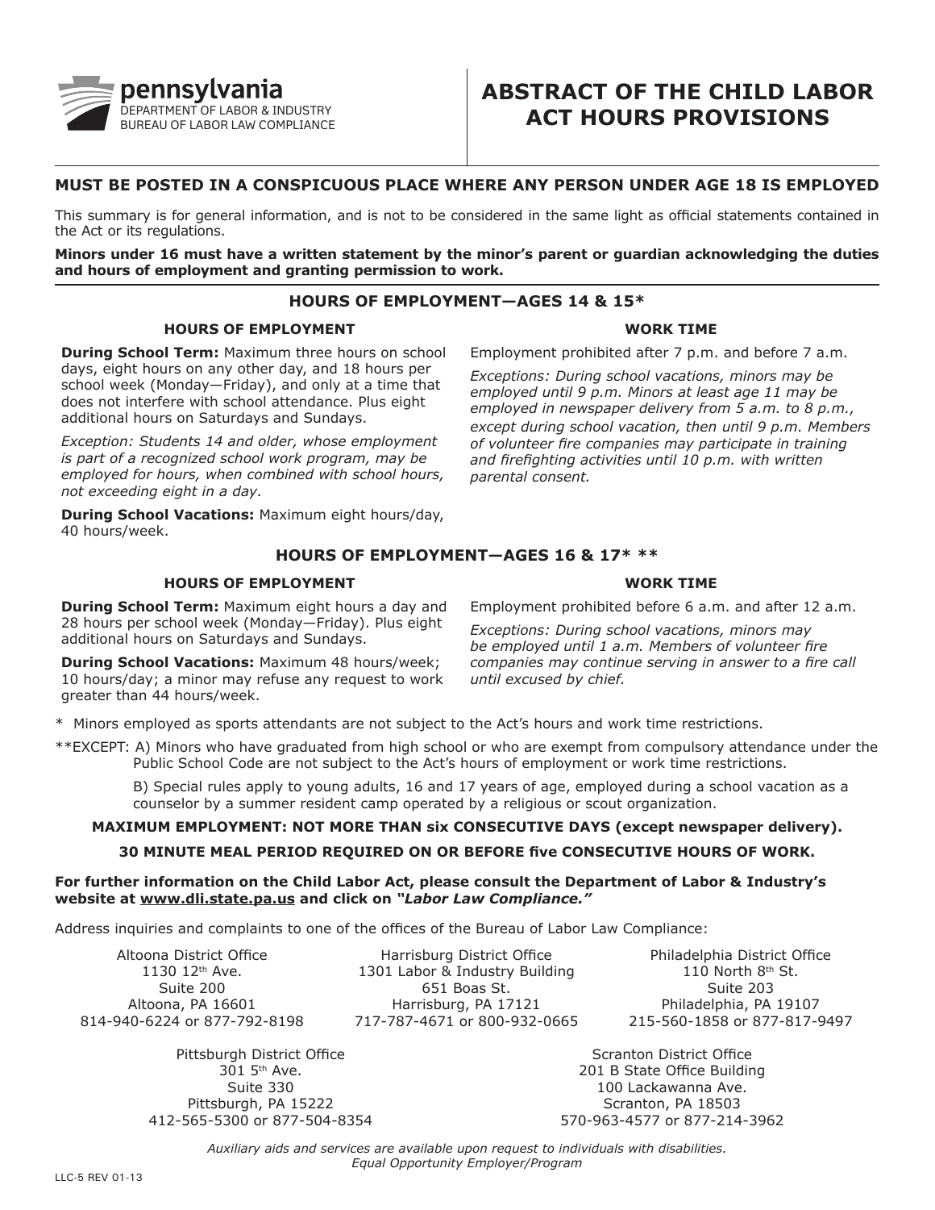pennsylvania
DEPARTMENT OF LABOR & INDUSTRY
BUREAU OF LABOR LAW COMPLIANCE

# ABSTRACT OF THE CHILD LABOR ACT HOURS PROVISIONS

**MUST BE POSTED IN A CONSPICUOUS PLACE WHERE ANY PERSON UNDER AGE 18 IS EMPLOYED**

This summary is for general information, and is not to be considered in the same light as official statements contained in the Act or its regulations.

**Minors under 16 must have a written statement by the minor's parent or guardian acknowledging the duties and hours of employment and granting permission to work.**

## HOURS OF EMPLOYMENT—AGES 14 & 15*

### HOURS OF EMPLOYMENT

**During School Term:** Maximum three hours on school days, eight hours on any other day, and 18 hours per school week (Monday—Friday), and only at a time that does not interfere with school attendance. Plus eight additional hours on Saturdays and Sundays.

*Exception: Students 14 and older, whose employment is part of a recognized school work program, may be employed for hours, when combined with school hours, not exceeding eight in a day.*

**During School Vacations:** Maximum eight hours/day, 40 hours/week.

### WORK TIME

Employment prohibited after 7 p.m. and before 7 a.m.

*Exceptions: During school vacations, minors may be employed until 9 p.m. Minors at least age 11 may be employed in newspaper delivery from 5 a.m. to 8 p.m., except during school vacation, then until 9 p.m. Members of volunteer fire companies may participate in training and firefighting activities until 10 p.m. with written parental consent.*

## HOURS OF EMPLOYMENT—AGES 16 & 17* **

### HOURS OF EMPLOYMENT

**During School Term:** Maximum eight hours a day and 28 hours per school week (Monday—Friday). Plus eight additional hours on Saturdays and Sundays.

**During School Vacations:** Maximum 48 hours/week; 10 hours/day; a minor may refuse any request to work greater than 44 hours/week.

### WORK TIME

Employment prohibited before 6 a.m. and after 12 a.m.

*Exceptions: During school vacations, minors may be employed until 1 a.m. Members of volunteer fire companies may continue serving in answer to a fire call until excused by chief.*

\* Minors employed as sports attendants are not subject to the Act's hours and work time restrictions.

**EXCEPT: A) Minors who have graduated from high school or who are exempt from compulsory attendance under the Public School Code are not subject to the Act's hours of employment or work time restrictions.

B) Special rules apply to young adults, 16 and 17 years of age, employed during a school vacation as a counselor by a summer resident camp operated by a religious or scout organization.

**MAXIMUM EMPLOYMENT: NOT MORE THAN six CONSECUTIVE DAYS (except newspaper delivery).**

**30 MINUTE MEAL PERIOD REQUIRED ON OR BEFORE five CONSECUTIVE HOURS OF WORK.**

**For further information on the Child Labor Act, please consult the Department of Labor & Industry's website at www.dli.state.pa.us and click on *"Labor Law Compliance."***

Address inquiries and complaints to one of the offices of the Bureau of Labor Law Compliance:

Altoona District Office
1130 12th Ave.
Suite 200
Altoona, PA 16601
814-940-6224 or 877-792-8198

Harrisburg District Office
1301 Labor & Industry Building
651 Boas St.
Harrisburg, PA 17121
717-787-4671 or 800-932-0665

Philadelphia District Office
110 North 8th St.
Suite 203
Philadelphia, PA 19107
215-560-1858 or 877-817-9497

Pittsburgh District Office
301 5th Ave.
Suite 330
Pittsburgh, PA 15222
412-565-5300 or 877-504-8354

Scranton District Office
201 B State Office Building
100 Lackawanna Ave.
Scranton, PA 18503
570-963-4577 or 877-214-3962

*Auxiliary aids and services are available upon request to individuals with disabilities.*
*Equal Opportunity Employer/Program*

LLC-5 REV 01-13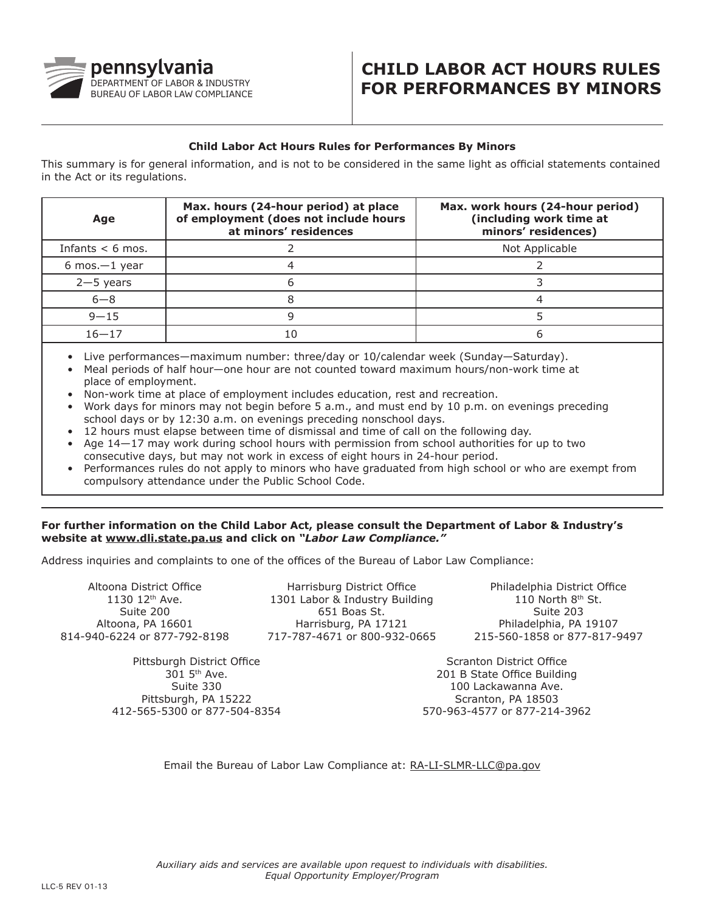pennsylvania
DEPARTMENT OF LABOR & INDUSTRY
BUREAU OF LABOR LAW COMPLIANCE

# CHILD LABOR ACT HOURS RULES FOR PERFORMANCES BY MINORS

**Child Labor Act Hours Rules for Performances By Minors**

This summary is for general information, and is not to be considered in the same light as official statements contained in the Act or its regulations.

| Age | Max. hours (24-hour period) at place of employment (does not include hours at minors' residences | Max. work hours (24-hour period) (including work time at minors' residences) |
|---|---|---|
| Infants < 6 mos. | 2 | Not Applicable |
| 6 mos.—1 year | 4 | 2 |
| 2—5 years | 6 | 3 |
| 6—8 | 8 | 4 |
| 9—15 | 9 | 5 |
| 16—17 | 10 | 6 |

- Live performances—maximum number: three/day or 10/calendar week (Sunday—Saturday).
- Meal periods of half hour—one hour are not counted toward maximum hours/non-work time at place of employment.
- Non-work time at place of employment includes education, rest and recreation.
- Work days for minors may not begin before 5 a.m., and must end by 10 p.m. on evenings preceding school days or by 12:30 a.m. on evenings preceding nonschool days.
- 12 hours must elapse between time of dismissal and time of call on the following day.
- Age 14—17 may work during school hours with permission from school authorities for up to two consecutive days, but may not work in excess of eight hours in 24-hour period.
- Performances rules do not apply to minors who have graduated from high school or who are exempt from compulsory attendance under the Public School Code.

**For further information on the Child Labor Act, please consult the Department of Labor & Industry's website at www.dli.state.pa.us and click on *"Labor Law Compliance."***

Address inquiries and complaints to one of the offices of the Bureau of Labor Law Compliance:

Altoona District Office
1130 12th Ave.
Suite 200
Altoona, PA 16601
814-940-6224 or 877-792-8198

Harrisburg District Office
1301 Labor & Industry Building
651 Boas St.
Harrisburg, PA 17121
717-787-4671 or 800-932-0665

Philadelphia District Office
110 North 8th St.
Suite 203
Philadelphia, PA 19107
215-560-1858 or 877-817-9497

Pittsburgh District Office
301 5th Ave.
Suite 330
Pittsburgh, PA 15222
412-565-5300 or 877-504-8354

Scranton District Office
201 B State Office Building
100 Lackawanna Ave.
Scranton, PA 18503
570-963-4577 or 877-214-3962

Email the Bureau of Labor Law Compliance at: RA-LI-SLMR-LLC@pa.gov

*Auxiliary aids and services are available upon request to individuals with disabilities.*
*Equal Opportunity Employer/Program*

LLC-5 REV 01-13